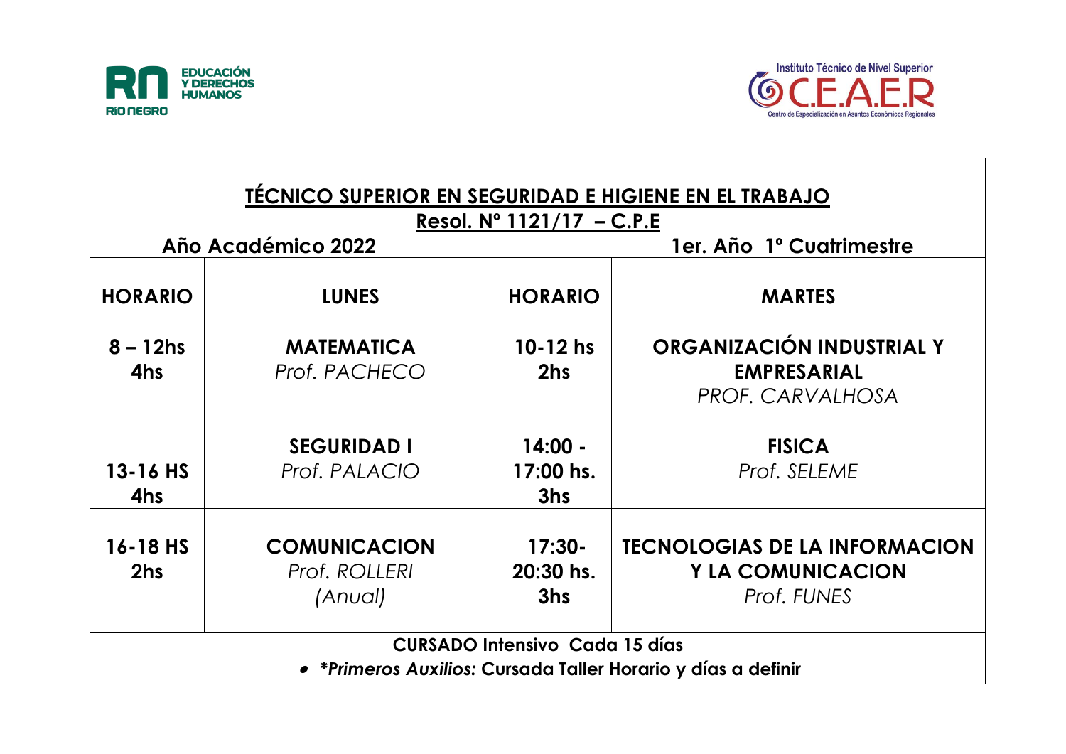# TÉCNICO SUPERIOR EN SEGURIDAD E HIGIENE EN EL TRABAJO

**Resol. Nº 1121/17 – C.P.E**

**Año Académico 2022** **1er. Año 1º Cuatrimestre**

| HORARIO | LUNES | HORARIO | MARTES |
|---|---|---|---|
| **8 – 12hs 4hs** | **MATEMATICA** *Prof. PACHECO* | **10-12 hs 2hs** | **ORGANIZACIÓN INDUSTRIAL Y EMPRESARIAL** *PROF. CARVALHOSA* |
| **13-16 HS 4hs** | **SEGURIDAD I** *Prof. PALACIO* | **14:00 - 17:00 hs. 3hs** | **FISICA** *Prof. SELEME* |
| **16-18 HS 2hs** | **COMUNICACION** *Prof. ROLLERI (Anual)* | **17:30- 20:30 hs. 3hs** | **TECNOLOGIAS DE LA INFORMACION Y LA COMUNICACION** *Prof. FUNES* |

**CURSADO Intensivo Cada 15 días**

- ***Primeros Auxilios:** Cursada Taller Horario y días a definir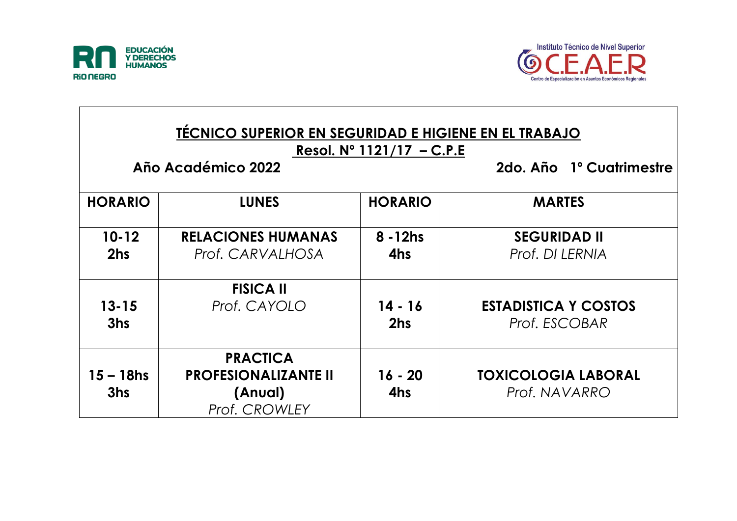# TÉCNICO SUPERIOR EN SEGURIDAD E HIGIENE EN EL TRABAJO

**Resol. Nº 1121/17 – C.P.E**

**Año Académico 2022** **2do. Año 1º Cuatrimestre**

| HORARIO | LUNES | HORARIO | MARTES |
|---|---|---|---|
| **10-12 2hs** | **RELACIONES HUMANAS** *Prof. CARVALHOSA* | **8 -12hs 4hs** | **SEGURIDAD II** *Prof. DI LERNIA* |
| **13-15 3hs** | **FISICA II** *Prof. CAYOLO* | **14 - 16 2hs** | **ESTADISTICA Y COSTOS** *Prof. ESCOBAR* |
| **15 – 18hs 3hs** | **PRACTICA PROFESIONALIZANTE II (Anual)** *Prof. CROWLEY* | **16 - 20 4hs** | **TOXICOLOGIA LABORAL** *Prof. NAVARRO* |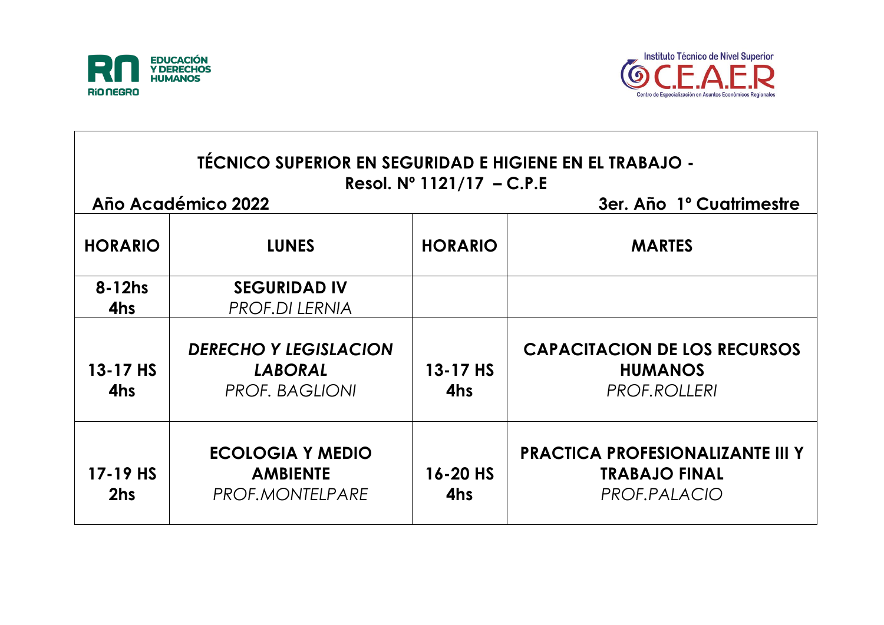**TÉCNICO SUPERIOR EN SEGURIDAD E HIGIENE EN EL TRABAJO -**
**Resol. Nº 1121/17 – C.P.E**

**Año Académico 2022** — **3er. Año 1º Cuatrimestre**

| HORARIO | LUNES | HORARIO | MARTES |
|---|---|---|---|
| **8-12hs 4hs** | **SEGURIDAD IV** *PROF.DI LERNIA* | | |
| **13-17 HS 4hs** | ***DERECHO Y LEGISLACION LABORAL*** *PROF. BAGLIONI* | **13-17 HS 4hs** | **CAPACITACION DE LOS RECURSOS HUMANOS** *PROF.ROLLERI* |
| **17-19 HS 2hs** | **ECOLOGIA Y MEDIO AMBIENTE** *PROF.MONTELPARE* | **16-20 HS 4hs** | **PRACTICA PROFESIONALIZANTE III Y TRABAJO FINAL** *PROF.PALACIO* |